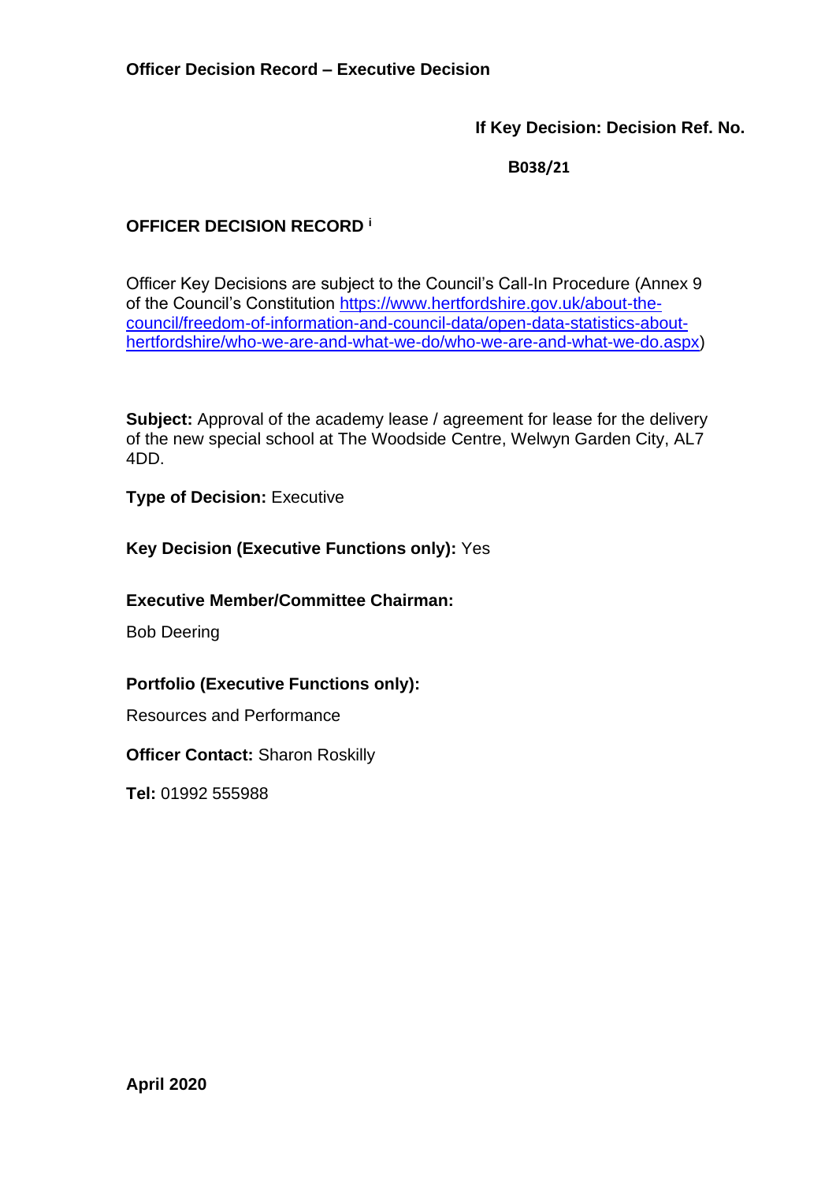**Officer Decision Record – Executive Decision**

**If Key Decision: Decision Ref. No.**

**B038/21**

**OFFICER DECISION RECORD [i]**

Officer Key Decisions are subject to the Council's Call-In Procedure (Annex 9 of the Council's Constitution https://www.hertfordshire.gov.uk/about-the-council/freedom-of-information-and-council-data/open-data-statistics-about-hertfordshire/who-we-are-and-what-we-do/who-we-are-and-what-we-do.aspx)

**Subject:** Approval of the academy lease / agreement for lease for the delivery of the new special school at The Woodside Centre, Welwyn Garden City, AL7 4DD.

**Type of Decision:** Executive

**Key Decision (Executive Functions only):** Yes

**Executive Member/Committee Chairman:**

Bob Deering

**Portfolio (Executive Functions only):**

Resources and Performance

**Officer Contact:** Sharon Roskilly

**Tel:** 01992 555988

**April 2020**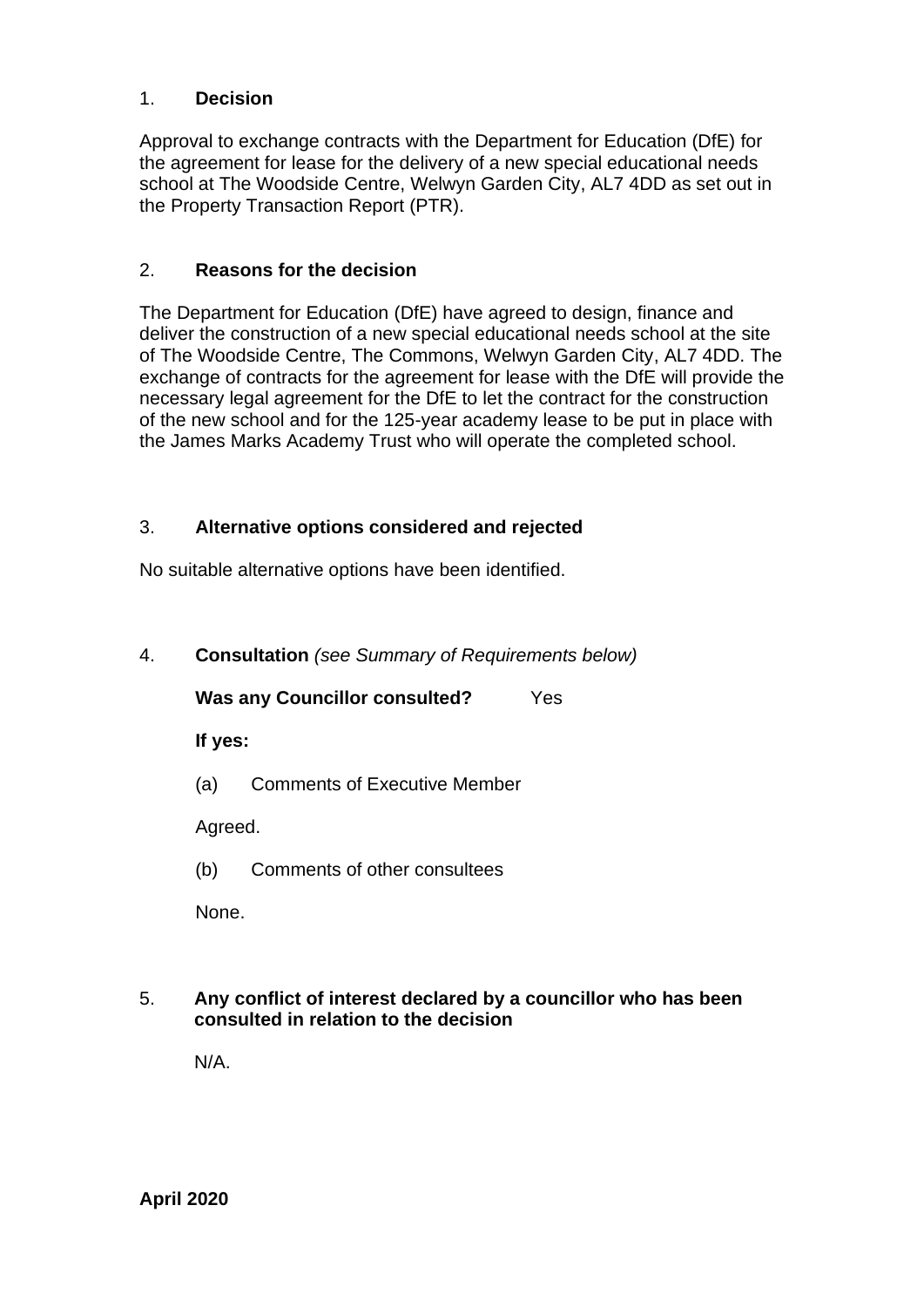## 1. Decision

Approval to exchange contracts with the Department for Education (DfE) for the agreement for lease for the delivery of a new special educational needs school at The Woodside Centre, Welwyn Garden City, AL7 4DD as set out in the Property Transaction Report (PTR).

## 2. Reasons for the decision

The Department for Education (DfE) have agreed to design, finance and deliver the construction of a new special educational needs school at the site of The Woodside Centre, The Commons, Welwyn Garden City, AL7 4DD. The exchange of contracts for the agreement for lease with the DfE will provide the necessary legal agreement for the DfE to let the contract for the construction of the new school and for the 125-year academy lease to be put in place with the James Marks Academy Trust who will operate the completed school.

## 3. Alternative options considered and rejected

No suitable alternative options have been identified.

## 4. Consultation *(see Summary of Requirements below)*

**Was any Councillor consulted?** Yes

**If yes:**

(a) Comments of Executive Member

Agreed.

(b) Comments of other consultees

None.

## 5. Any conflict of interest declared by a councillor who has been consulted in relation to the decision

N/A.

**April 2020**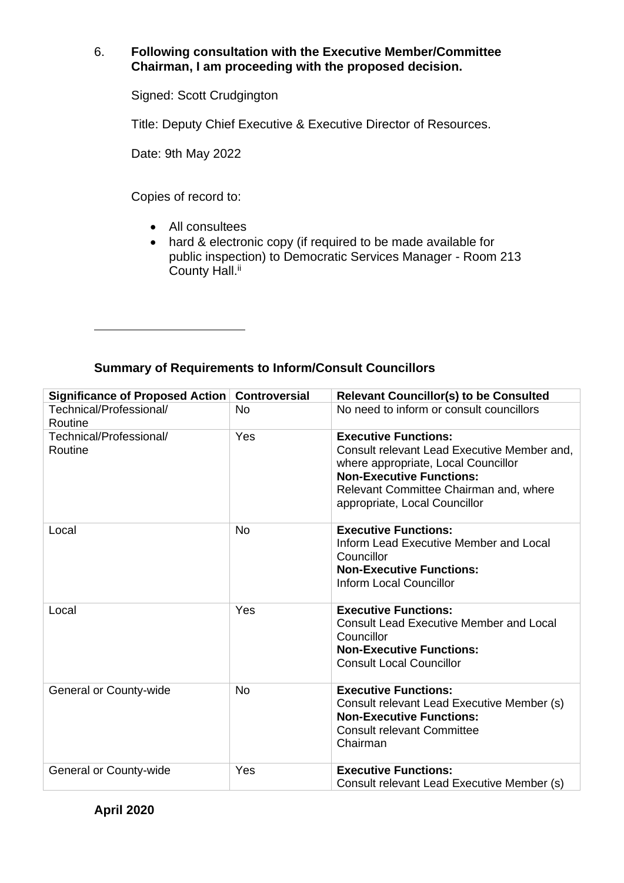6. **Following consultation with the Executive Member/Committee Chairman, I am proceeding with the proposed decision.**

Signed: Scott Crudgington

Title: Deputy Chief Executive & Executive Director of Resources.

Date: 9th May 2022

Copies of record to:

- All consultees
- hard & electronic copy (if required to be made available for public inspection) to Democratic Services Manager - Room 213 County Hall.[ii]

---

**Summary of Requirements to Inform/Consult Councillors**

| Significance of Proposed Action | Controversial | Relevant Councillor(s) to be Consulted |
|---|---|---|
| Technical/Professional/ Routine | No | No need to inform or consult councillors |
| Technical/Professional/ Routine | Yes | **Executive Functions:** Consult relevant Lead Executive Member and, where appropriate, Local Councillor **Non-Executive Functions:** Relevant Committee Chairman and, where appropriate, Local Councillor |
| Local | No | **Executive Functions:** Inform Lead Executive Member and Local Councillor **Non-Executive Functions:** Inform Local Councillor |
| Local | Yes | **Executive Functions:** Consult Lead Executive Member and Local Councillor **Non-Executive Functions:** Consult Local Councillor |
| General or County-wide | No | **Executive Functions:** Consult relevant Lead Executive Member (s) **Non-Executive Functions:** Consult relevant Committee Chairman |
| General or County-wide | Yes | **Executive Functions:** Consult relevant Lead Executive Member (s) |

**April 2020**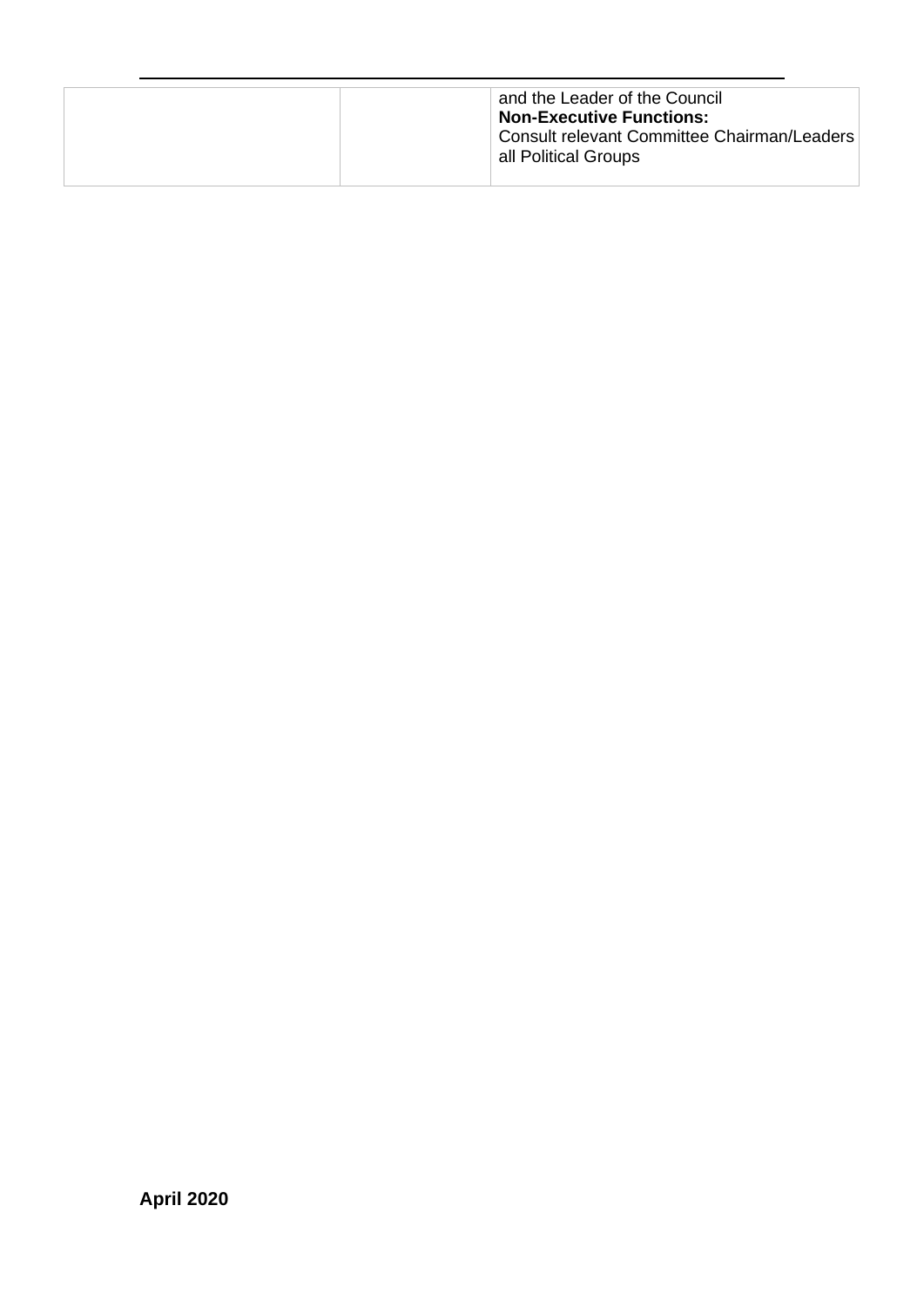| | | |
|---|---|---|
| | | and the Leader of the Council<br>**Non-Executive Functions:**<br>Consult relevant Committee Chairman/Leaders all Political Groups |

**April 2020**